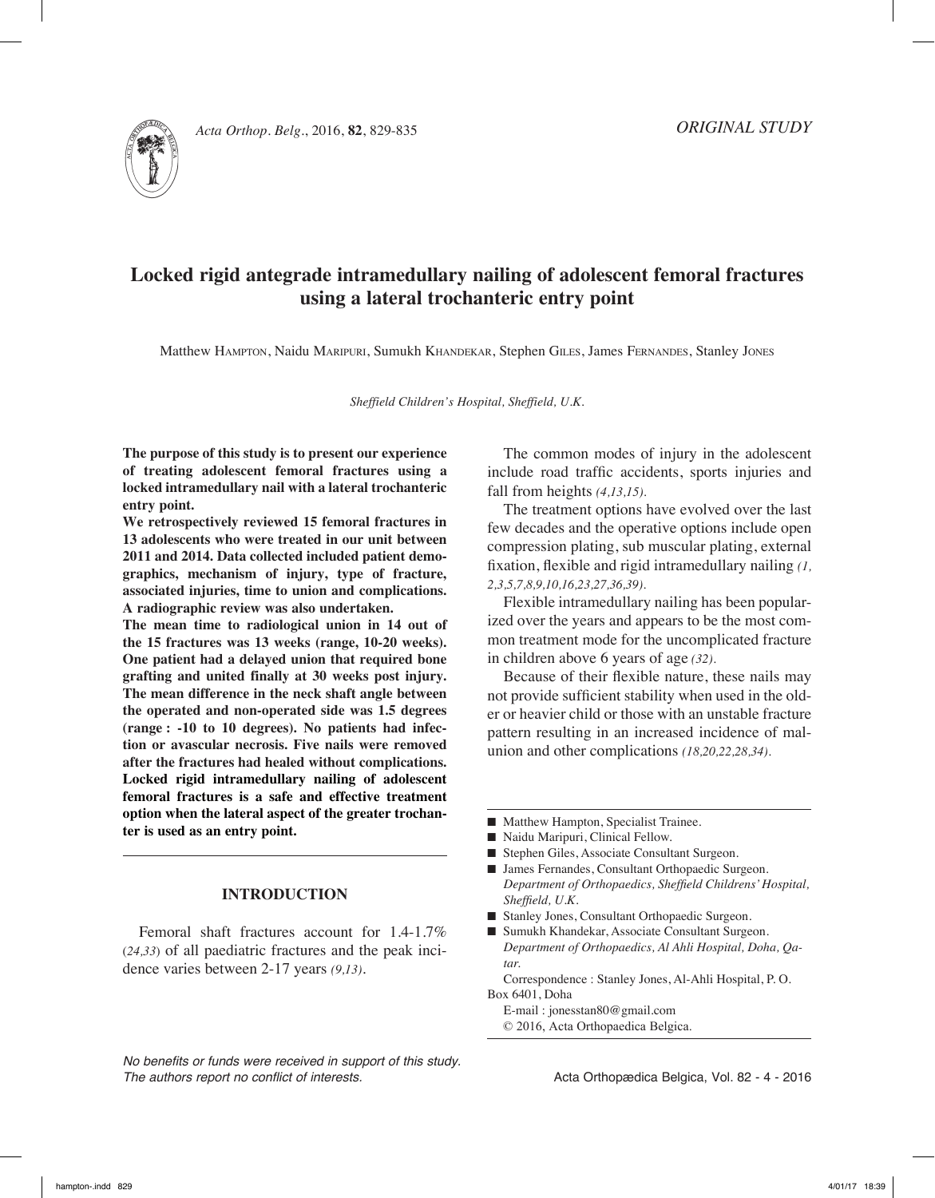ORIGINAL STUDY

# Locked rigid antegrade intramedullary nailing of adolescent femoral fractures using a lateral trochanteric entry point

Matthew Hampton, Naidu Maripuri, Sumukh Khandekar, Stephen Giles, James Fernandes, Stanley Jones

*Sheffield Children's Hospital, Sheffield, U.K.*

**The purpose of this study is to present our experience of treating adolescent femoral fractures using a locked intramedullary nail with a lateral trochanteric entry point.**

**We retrospectively reviewed 15 femoral fractures in 13 adolescents who were treated in our unit between 2011 and 2014. Data collected included patient demographics, mechanism of injury, type of fracture, associated injuries, time to union and complications. A radiographic review was also undertaken.**

**The mean time to radiological union in 14 out of the 15 fractures was 13 weeks (range, 10-20 weeks). One patient had a delayed union that required bone grafting and united finally at 30 weeks post injury. The mean difference in the neck shaft angle between the operated and non-operated side was 1.5 degrees (range : -10 to 10 degrees). No patients had infection or avascular necrosis. Five nails were removed after the fractures had healed without complications. Locked rigid intramedullary nailing of adolescent femoral fractures is a safe and effective treatment option when the lateral aspect of the greater trochanter is used as an entry point.**

## INTRODUCTION

Femoral shaft fractures account for 1.4-1.7% *(24,33)* of all paediatric fractures and the peak incidence varies between 2-17 years *(9,13)*.

The common modes of injury in the adolescent include road traffic accidents, sports injuries and fall from heights *(4,13,15)*.

The treatment options have evolved over the last few decades and the operative options include open compression plating, sub muscular plating, external fixation, flexible and rigid intramedullary nailing *(1, 2,3,5,7,8,9,10,16,23,27,36,39)*.

Flexible intramedullary nailing has been popularized over the years and appears to be the most common treatment mode for the uncomplicated fracture in children above 6 years of age *(32)*.

Because of their flexible nature, these nails may not provide sufficient stability when used in the older or heavier child or those with an unstable fracture pattern resulting in an increased incidence of malunion and other complications *(18,20,22,28,34)*.

- Matthew Hampton, Specialist Trainee.
- Naidu Maripuri, Clinical Fellow.
- Stephen Giles, Associate Consultant Surgeon.
- James Fernandes, Consultant Orthopaedic Surgeon.
  *Department of Orthopaedics, Sheffield Childrens' Hospital, Sheffield, U.K.*
- Stanley Jones, Consultant Orthopaedic Surgeon.
- Sumukh Khandekar, Associate Consultant Surgeon.
  *Department of Orthopaedics, Al Ahli Hospital, Doha, Qatar.*

Correspondence : Stanley Jones, Al-Ahli Hospital, P. O. Box 6401, Doha

E-mail : jonesstan80@gmail.com

© 2016, Acta Orthopaedica Belgica.

*No benefits or funds were received in support of this study. The authors report no conflict of interests.*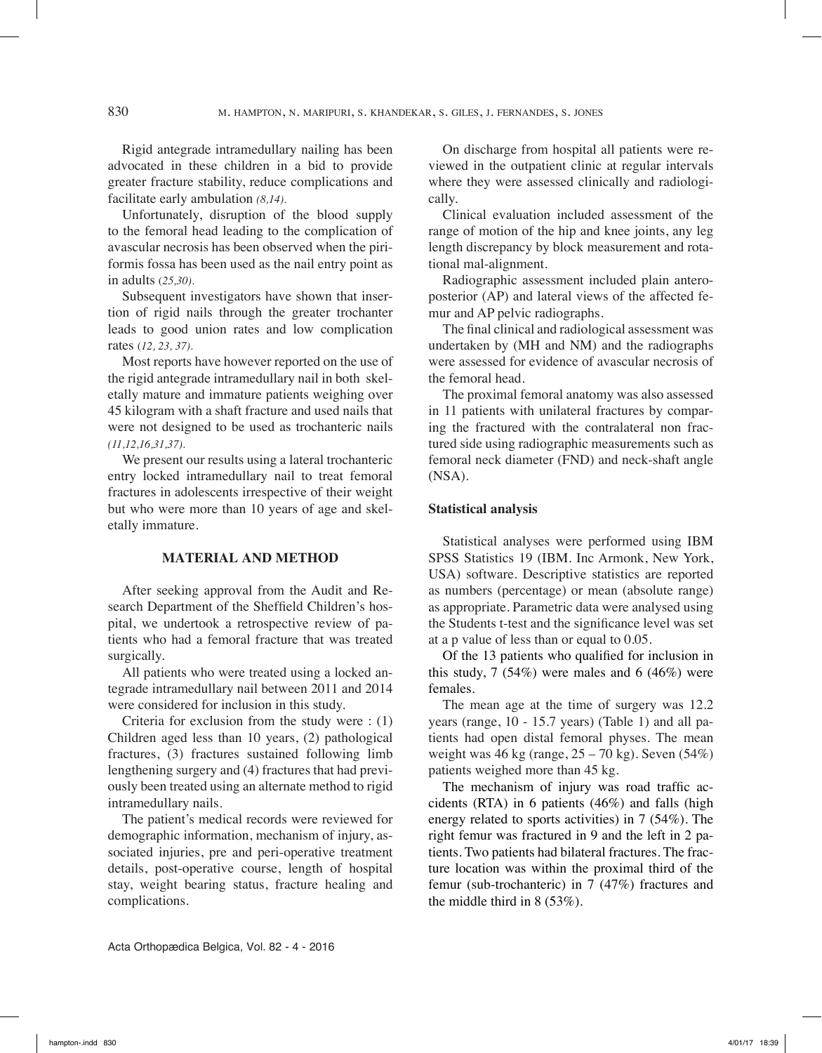Rigid antegrade intramedullary nailing has been advocated in these children in a bid to provide greater fracture stability, reduce complications and facilitate early ambulation *(8,14).*

Unfortunately, disruption of the blood supply to the femoral head leading to the complication of avascular necrosis has been observed when the piriformis fossa has been used as the nail entry point as in adults (*25,30).*

Subsequent investigators have shown that insertion of rigid nails through the greater trochanter leads to good union rates and low complication rates (*12, 23, 37).*

Most reports have however reported on the use of the rigid antegrade intramedullary nail in both skeletally mature and immature patients weighing over 45 kilogram with a shaft fracture and used nails that were not designed to be used as trochanteric nails *(11,12,16,31,37).*

We present our results using a lateral trochanteric entry locked intramedullary nail to treat femoral fractures in adolescents irrespective of their weight but who were more than 10 years of age and skeletally immature.

## MATERIAL AND METHOD

After seeking approval from the Audit and Research Department of the Sheffield Children's hospital, we undertook a retrospective review of patients who had a femoral fracture that was treated surgically.

All patients who were treated using a locked antegrade intramedullary nail between 2011 and 2014 were considered for inclusion in this study.

Criteria for exclusion from the study were : (1) Children aged less than 10 years, (2) pathological fractures, (3) fractures sustained following limb lengthening surgery and (4) fractures that had previously been treated using an alternate method to rigid intramedullary nails.

The patient's medical records were reviewed for demographic information, mechanism of injury, associated injuries, pre and peri-operative treatment details, post-operative course, length of hospital stay, weight bearing status, fracture healing and complications.

On discharge from hospital all patients were reviewed in the outpatient clinic at regular intervals where they were assessed clinically and radiologically.

Clinical evaluation included assessment of the range of motion of the hip and knee joints, any leg length discrepancy by block measurement and rotational mal-alignment.

Radiographic assessment included plain anteroposterior (AP) and lateral views of the affected femur and AP pelvic radiographs.

The final clinical and radiological assessment was undertaken by (MH and NM) and the radiographs were assessed for evidence of avascular necrosis of the femoral head.

The proximal femoral anatomy was also assessed in 11 patients with unilateral fractures by comparing the fractured with the contralateral non fractured side using radiographic measurements such as femoral neck diameter (FND) and neck-shaft angle (NSA).

### Statistical analysis

Statistical analyses were performed using IBM SPSS Statistics 19 (IBM. Inc Armonk, New York, USA) software. Descriptive statistics are reported as numbers (percentage) or mean (absolute range) as appropriate. Parametric data were analysed using the Students t-test and the significance level was set at a p value of less than or equal to 0.05.

Of the 13 patients who qualified for inclusion in this study, 7 (54%) were males and 6 (46%) were females.

The mean age at the time of surgery was 12.2 years (range, 10 - 15.7 years) (Table 1) and all patients had open distal femoral physes. The mean weight was 46 kg (range, 25 – 70 kg). Seven (54%) patients weighed more than 45 kg.

The mechanism of injury was road traffic accidents (RTA) in 6 patients (46%) and falls (high energy related to sports activities) in 7 (54%). The right femur was fractured in 9 and the left in 2 patients. Two patients had bilateral fractures. The fracture location was within the proximal third of the femur (sub-trochanteric) in 7 (47%) fractures and the middle third in 8 (53%).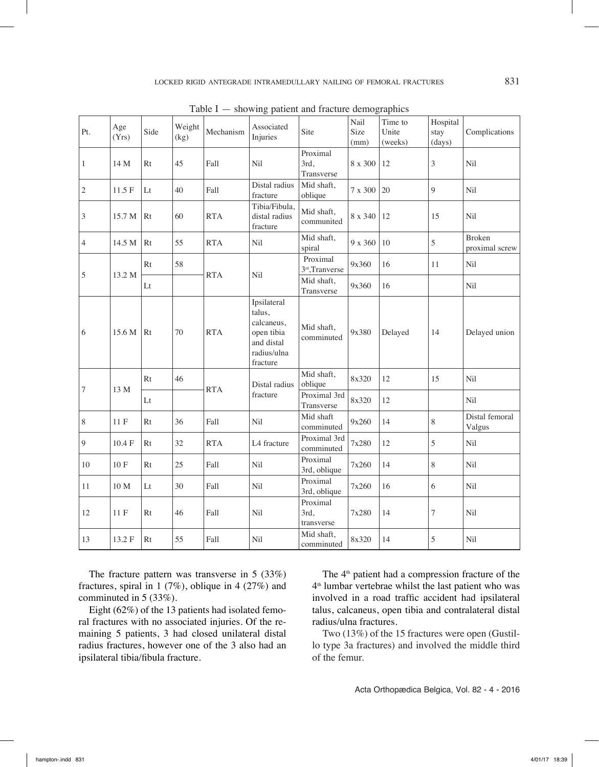Table I — showing patient and fracture demographics

| Pt. | Age (Yrs) | Side | Weight (kg) | Mechanism | Associated Injuries | Site | Nail Size (mm) | Time to Unite (weeks) | Hospital stay (days) | Complications |
|---|---|---|---|---|---|---|---|---|---|---|
| 1 | 14 M | Rt | 45 | Fall | Nil | Proximal 3rd, Transverse | 8 x 300 | 12 | 3 | Nil |
| 2 | 11.5 F | Lt | 40 | Fall | Distal radius fracture | Mid shaft, oblique | 7 x 300 | 20 | 9 | Nil |
| 3 | 15.7 M | Rt | 60 | RTA | Tibia/Fibula, distal radius fracture | Mid shaft, communited | 8 x 340 | 12 | 15 | Nil |
| 4 | 14.5 M | Rt | 55 | RTA | Nil | Mid shaft, spiral | 9 x 360 | 10 | 5 | Broken proximal screw |
| 5 | 13.2 M | Rt | 58 | RTA | Nil | Proximal 3rd,Tranverse | 9x360 | 16 | 11 | Nil |
| | | Lt | | | | Mid shaft, Transverse | 9x360 | 16 | | Nil |
| 6 | 15.6 M | Rt | 70 | RTA | Ipsilateral talus, calcaneus, open tibia and distal radius/ulna fracture | Mid shaft, comminuted | 9x380 | Delayed | 14 | Delayed union |
| 7 | 13 M | Rt | 46 | RTA | Distal radius fracture | Mid shaft, oblique | 8x320 | 12 | 15 | Nil |
| | | Lt | | | | Proximal 3rd Transverse | 8x320 | 12 | | Nil |
| 8 | 11 F | Rt | 36 | Fall | Nil | Mid shaft comminuted | 9x260 | 14 | 8 | Distal femoral Valgus |
| 9 | 10.4 F | Rt | 32 | RTA | L4 fracture | Proximal 3rd comminuted | 7x280 | 12 | 5 | Nil |
| 10 | 10 F | Rt | 25 | Fall | Nil | Proximal 3rd, oblique | 7x260 | 14 | 8 | Nil |
| 11 | 10 M | Lt | 30 | Fall | Nil | Proximal 3rd, oblique | 7x260 | 16 | 6 | Nil |
| 12 | 11 F | Rt | 46 | Fall | Nil | Proximal 3rd, transverse | 7x280 | 14 | 7 | Nil |
| 13 | 13.2 F | Rt | 55 | Fall | Nil | Mid shaft, comminuted | 8x320 | 14 | 5 | Nil |

The fracture pattern was transverse in 5 (33%) fractures, spiral in 1 (7%), oblique in 4 (27%) and comminuted in 5 (33%).

Eight (62%) of the 13 patients had isolated femoral fractures with no associated injuries. Of the remaining 5 patients, 3 had closed unilateral distal radius fractures, however one of the 3 also had an ipsilateral tibia/fibula fracture.

The 4th patient had a compression fracture of the 4th lumbar vertebrae whilst the last patient who was involved in a road traffic accident had ipsilateral talus, calcaneus, open tibia and contralateral distal radius/ulna fractures.

Two (13%) of the 15 fractures were open (Gustillo type 3a fractures) and involved the middle third of the femur.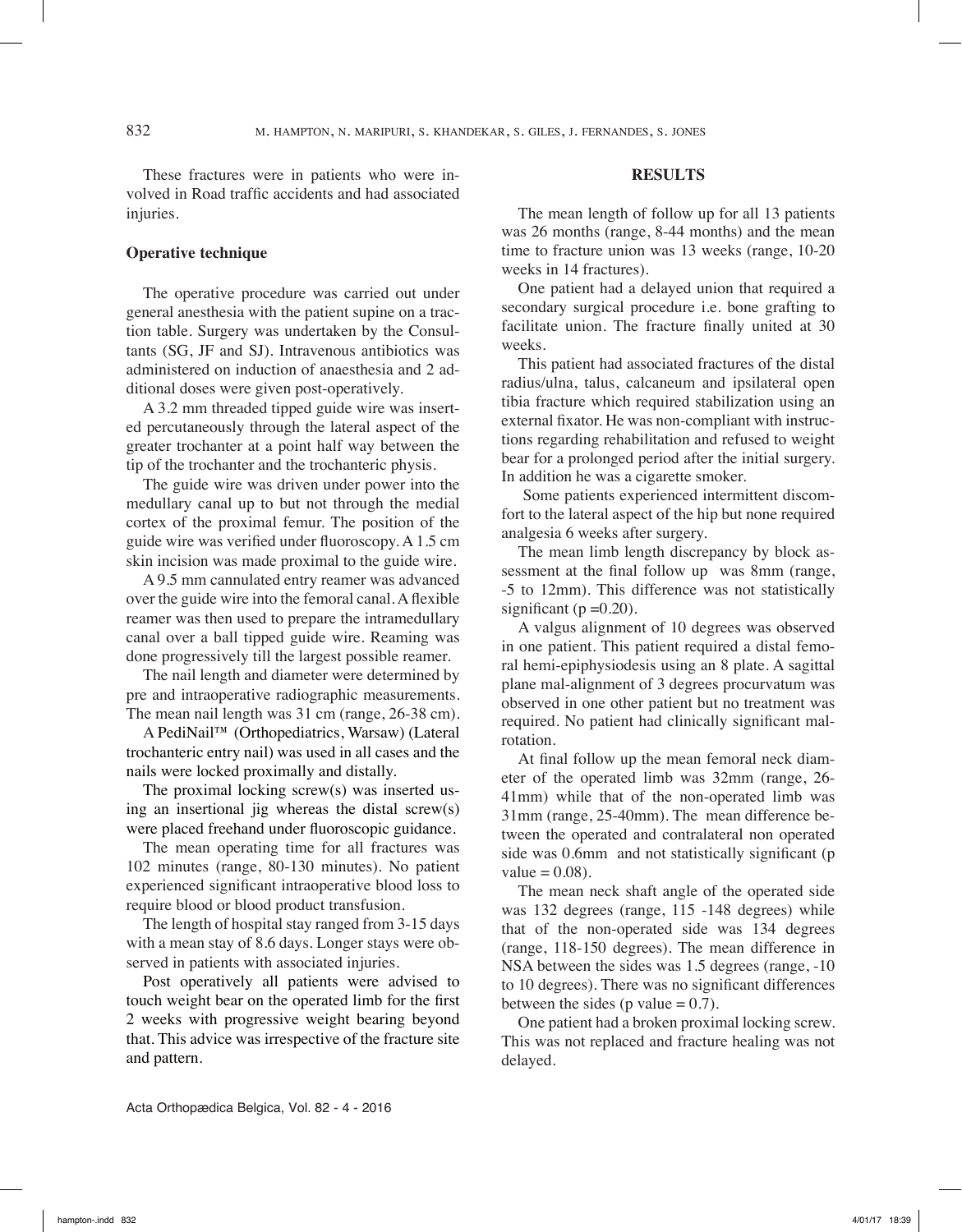These fractures were in patients who were involved in Road traffic accidents and had associated injuries.

### Operative technique

The operative procedure was carried out under general anesthesia with the patient supine on a traction table. Surgery was undertaken by the Consultants (SG, JF and SJ). Intravenous antibiotics was administered on induction of anaesthesia and 2 additional doses were given post-operatively.

A 3.2 mm threaded tipped guide wire was inserted percutaneously through the lateral aspect of the greater trochanter at a point half way between the tip of the trochanter and the trochanteric physis.

The guide wire was driven under power into the medullary canal up to but not through the medial cortex of the proximal femur. The position of the guide wire was verified under fluoroscopy. A 1.5 cm skin incision was made proximal to the guide wire.

A 9.5 mm cannulated entry reamer was advanced over the guide wire into the femoral canal. A flexible reamer was then used to prepare the intramedullary canal over a ball tipped guide wire. Reaming was done progressively till the largest possible reamer.

The nail length and diameter were determined by pre and intraoperative radiographic measurements. The mean nail length was 31 cm (range, 26-38 cm).

A PediNail™ (Orthopediatrics, Warsaw) (Lateral trochanteric entry nail) was used in all cases and the nails were locked proximally and distally.

The proximal locking screw(s) was inserted using an insertional jig whereas the distal screw(s) were placed freehand under fluoroscopic guidance.

The mean operating time for all fractures was 102 minutes (range, 80-130 minutes). No patient experienced significant intraoperative blood loss to require blood or blood product transfusion.

The length of hospital stay ranged from 3-15 days with a mean stay of 8.6 days. Longer stays were observed in patients with associated injuries.

Post operatively all patients were advised to touch weight bear on the operated limb for the first 2 weeks with progressive weight bearing beyond that. This advice was irrespective of the fracture site and pattern.

## RESULTS

The mean length of follow up for all 13 patients was 26 months (range, 8-44 months) and the mean time to fracture union was 13 weeks (range, 10-20 weeks in 14 fractures).

One patient had a delayed union that required a secondary surgical procedure i.e. bone grafting to facilitate union. The fracture finally united at 30 weeks.

This patient had associated fractures of the distal radius/ulna, talus, calcaneum and ipsilateral open tibia fracture which required stabilization using an external fixator. He was non-compliant with instructions regarding rehabilitation and refused to weight bear for a prolonged period after the initial surgery. In addition he was a cigarette smoker.

Some patients experienced intermittent discomfort to the lateral aspect of the hip but none required analgesia 6 weeks after surgery.

The mean limb length discrepancy by block assessment at the final follow up was 8mm (range, -5 to 12mm). This difference was not statistically significant ($p = 0.20$).

A valgus alignment of 10 degrees was observed in one patient. This patient required a distal femoral hemi-epiphysiodesis using an 8 plate. A sagittal plane mal-alignment of 3 degrees procurvatum was observed in one other patient but no treatment was required. No patient had clinically significant malrotation.

At final follow up the mean femoral neck diameter of the operated limb was 32mm (range, 26-41mm) while that of the non-operated limb was 31mm (range, 25-40mm). The mean difference between the operated and contralateral non operated side was 0.6mm and not statistically significant (p value = 0.08).

The mean neck shaft angle of the operated side was 132 degrees (range, 115 -148 degrees) while that of the non-operated side was 134 degrees (range, 118-150 degrees). The mean difference in NSA between the sides was 1.5 degrees (range, -10 to 10 degrees). There was no significant differences between the sides (p value = 0.7).

One patient had a broken proximal locking screw. This was not replaced and fracture healing was not delayed.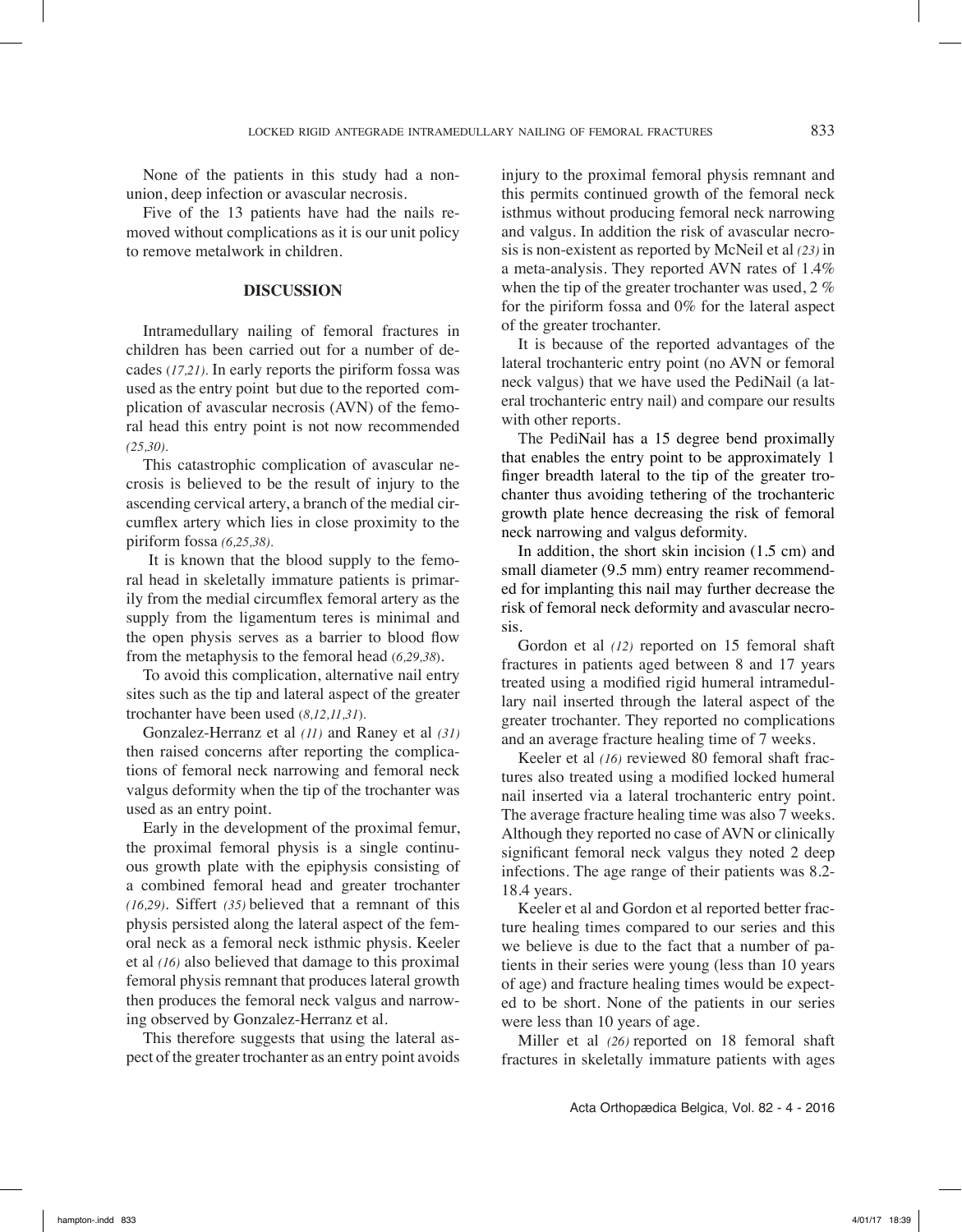None of the patients in this study had a non-union, deep infection or avascular necrosis.

Five of the 13 patients have had the nails removed without complications as it is our unit policy to remove metalwork in children.

## DISCUSSION

Intramedullary nailing of femoral fractures in children has been carried out for a number of decades *(17,21)*. In early reports the piriform fossa was used as the entry point but due to the reported complication of avascular necrosis (AVN) of the femoral head this entry point is not now recommended *(25,30)*.

This catastrophic complication of avascular necrosis is believed to be the result of injury to the ascending cervical artery, a branch of the medial circumflex artery which lies in close proximity to the piriform fossa *(6,25,38)*.

It is known that the blood supply to the femoral head in skeletally immature patients is primarily from the medial circumflex femoral artery as the supply from the ligamentum teres is minimal and the open physis serves as a barrier to blood flow from the metaphysis to the femoral head (*6,29,38*).

To avoid this complication, alternative nail entry sites such as the tip and lateral aspect of the greater trochanter have been used (*8,12,11,31*).

Gonzalez-Herranz et al *(11)* and Raney et al *(31)* then raised concerns after reporting the complications of femoral neck narrowing and femoral neck valgus deformity when the tip of the trochanter was used as an entry point.

Early in the development of the proximal femur, the proximal femoral physis is a single continuous growth plate with the epiphysis consisting of a combined femoral head and greater trochanter *(16,29)*. Siffert *(35)* believed that a remnant of this physis persisted along the lateral aspect of the femoral neck as a femoral neck isthmic physis. Keeler et al *(16)* also believed that damage to this proximal femoral physis remnant that produces lateral growth then produces the femoral neck valgus and narrowing observed by Gonzalez-Herranz et al.

This therefore suggests that using the lateral aspect of the greater trochanter as an entry point avoids injury to the proximal femoral physis remnant and this permits continued growth of the femoral neck isthmus without producing femoral neck narrowing and valgus. In addition the risk of avascular necrosis is non-existent as reported by McNeil et al *(23)* in a meta-analysis. They reported AVN rates of 1.4% when the tip of the greater trochanter was used, 2 % for the piriform fossa and 0% for the lateral aspect of the greater trochanter.

It is because of the reported advantages of the lateral trochanteric entry point (no AVN or femoral neck valgus) that we have used the PediNail (a lateral trochanteric entry nail) and compare our results with other reports.

The PediNail has a 15 degree bend proximally that enables the entry point to be approximately 1 finger breadth lateral to the tip of the greater trochanter thus avoiding tethering of the trochanteric growth plate hence decreasing the risk of femoral neck narrowing and valgus deformity.

In addition, the short skin incision (1.5 cm) and small diameter (9.5 mm) entry reamer recommended for implanting this nail may further decrease the risk of femoral neck deformity and avascular necrosis.

Gordon et al *(12)* reported on 15 femoral shaft fractures in patients aged between 8 and 17 years treated using a modified rigid humeral intramedullary nail inserted through the lateral aspect of the greater trochanter. They reported no complications and an average fracture healing time of 7 weeks.

Keeler et al *(16)* reviewed 80 femoral shaft fractures also treated using a modified locked humeral nail inserted via a lateral trochanteric entry point. The average fracture healing time was also 7 weeks. Although they reported no case of AVN or clinically significant femoral neck valgus they noted 2 deep infections. The age range of their patients was 8.2-18.4 years.

Keeler et al and Gordon et al reported better fracture healing times compared to our series and this we believe is due to the fact that a number of patients in their series were young (less than 10 years of age) and fracture healing times would be expected to be short. None of the patients in our series were less than 10 years of age.

Miller et al *(26)* reported on 18 femoral shaft fractures in skeletally immature patients with ages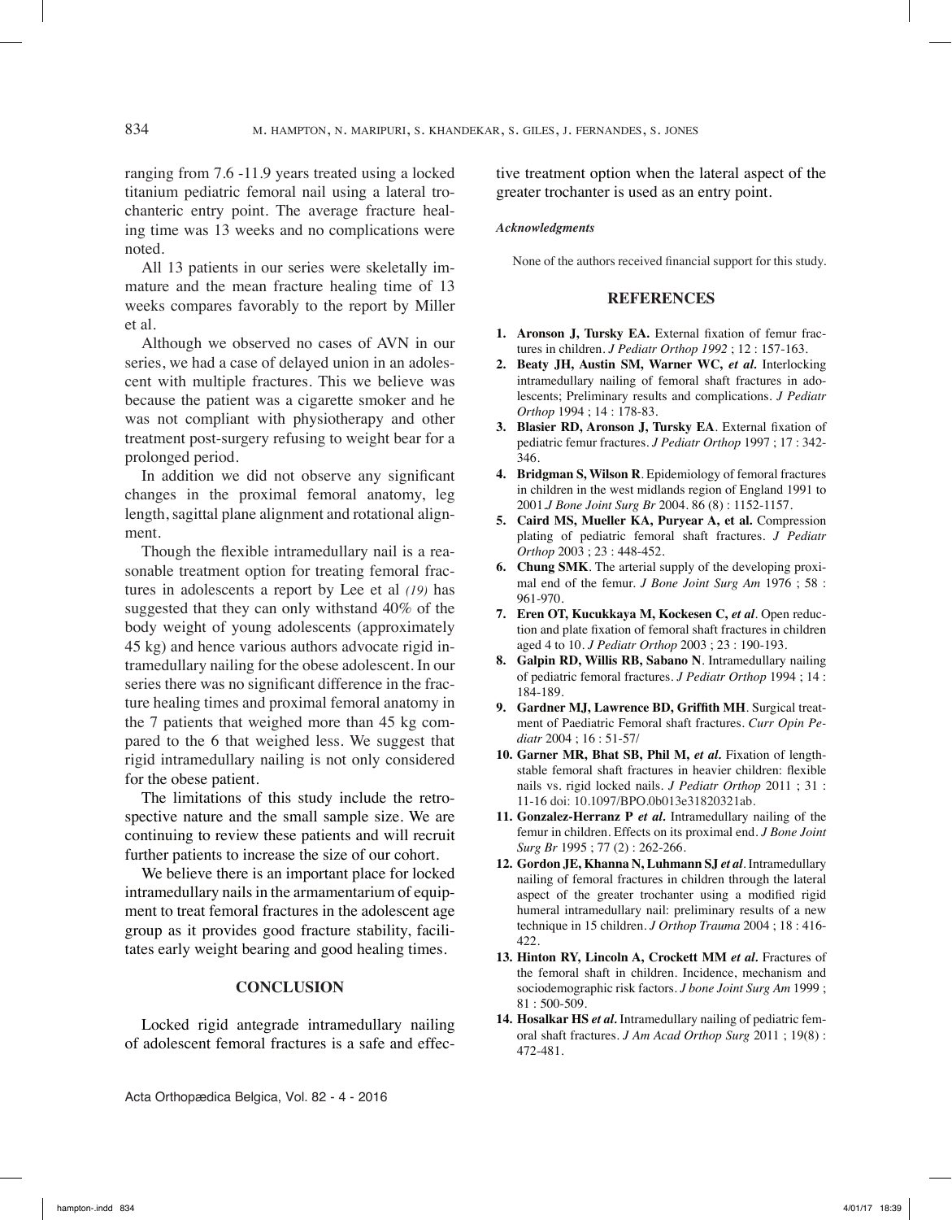ranging from 7.6 -11.9 years treated using a locked titanium pediatric femoral nail using a lateral trochanteric entry point. The average fracture healing time was 13 weeks and no complications were noted.

All 13 patients in our series were skeletally immature and the mean fracture healing time of 13 weeks compares favorably to the report by Miller et al.

Although we observed no cases of AVN in our series, we had a case of delayed union in an adolescent with multiple fractures. This we believe was because the patient was a cigarette smoker and he was not compliant with physiotherapy and other treatment post-surgery refusing to weight bear for a prolonged period.

In addition we did not observe any significant changes in the proximal femoral anatomy, leg length, sagittal plane alignment and rotational alignment.

Though the flexible intramedullary nail is a reasonable treatment option for treating femoral fractures in adolescents a report by Lee et al *(19)* has suggested that they can only withstand 40% of the body weight of young adolescents (approximately 45 kg) and hence various authors advocate rigid intramedullary nailing for the obese adolescent. In our series there was no significant difference in the fracture healing times and proximal femoral anatomy in the 7 patients that weighed more than 45 kg compared to the 6 that weighed less. We suggest that rigid intramedullary nailing is not only considered for the obese patient.

The limitations of this study include the retrospective nature and the small sample size. We are continuing to review these patients and will recruit further patients to increase the size of our cohort.

We believe there is an important place for locked intramedullary nails in the armamentarium of equipment to treat femoral fractures in the adolescent age group as it provides good fracture stability, facilitates early weight bearing and good healing times.

## CONCLUSION

Locked rigid antegrade intramedullary nailing of adolescent femoral fractures is a safe and effective treatment option when the lateral aspect of the greater trochanter is used as an entry point.

***Acknowledgments***

None of the authors received financial support for this study.

## REFERENCES

1. **Aronson J, Tursky EA.** External fixation of femur fractures in children. *J Pediatr Orthop 1992* ; 12 : 157-163.
2. **Beaty JH, Austin SM, Warner WC, *et al.*** Interlocking intramedullary nailing of femoral shaft fractures in adolescents; Preliminary results and complications. *J Pediatr Orthop* 1994 ; 14 : 178-83.
3. **Blasier RD, Aronson J, Tursky EA**. External fixation of pediatric femur fractures. *J Pediatr Orthop* 1997 ; 17 : 342-346.
4. **Bridgman S, Wilson R**. Epidemiology of femoral fractures in children in the west midlands region of England 1991 to 2001.*J Bone Joint Surg Br* 2004. 86 (8) : 1152-1157.
5. **Caird MS, Mueller KA, Puryear A, et al.** Compression plating of pediatric femoral shaft fractures. *J Pediatr Orthop* 2003 ; 23 : 448-452.
6. **Chung SMK**. The arterial supply of the developing proximal end of the femur. *J Bone Joint Surg Am* 1976 ; 58 : 961-970.
7. **Eren OT, Kucukkaya M, Kockesen C, *et al*.** Open reduction and plate fixation of femoral shaft fractures in children aged 4 to 10. *J Pediatr Orthop* 2003 ; 23 : 190-193.
8. **Galpin RD, Willis RB, Sabano N**. Intramedullary nailing of pediatric femoral fractures. *J Pediatr Orthop* 1994 ; 14 : 184-189.
9. **Gardner MJ, Lawrence BD, Griffith MH**. Surgical treatment of Paediatric Femoral shaft fractures. *Curr Opin Pediatr* 2004 ; 16 : 51-57/
10. **Garner MR, Bhat SB, Phil M, *et al.*** Fixation of length-stable femoral shaft fractures in heavier children: flexible nails vs. rigid locked nails. *J Pediatr Orthop* 2011 ; 31 : 11-16 doi: 10.1097/BPO.0b013e31820321ab.
11. **Gonzalez-Herranz P *et al.*** Intramedullary nailing of the femur in children. Effects on its proximal end. *J Bone Joint Surg Br* 1995 ; 77 (2) : 262-266.
12. **Gordon JE, Khanna N, Luhmann SJ *et al*.** Intramedullary nailing of femoral fractures in children through the lateral aspect of the greater trochanter using a modified rigid humeral intramedullary nail: preliminary results of a new technique in 15 children. *J Orthop Trauma* 2004 ; 18 : 416-422.
13. **Hinton RY, Lincoln A, Crockett MM *et al.*** Fractures of the femoral shaft in children. Incidence, mechanism and sociodemographic risk factors. *J bone Joint Surg Am* 1999 ; 81 : 500-509.
14. **Hosalkar HS *et al.*** Intramedullary nailing of pediatric femoral shaft fractures. *J Am Acad Orthop Surg* 2011 ; 19(8) : 472-481.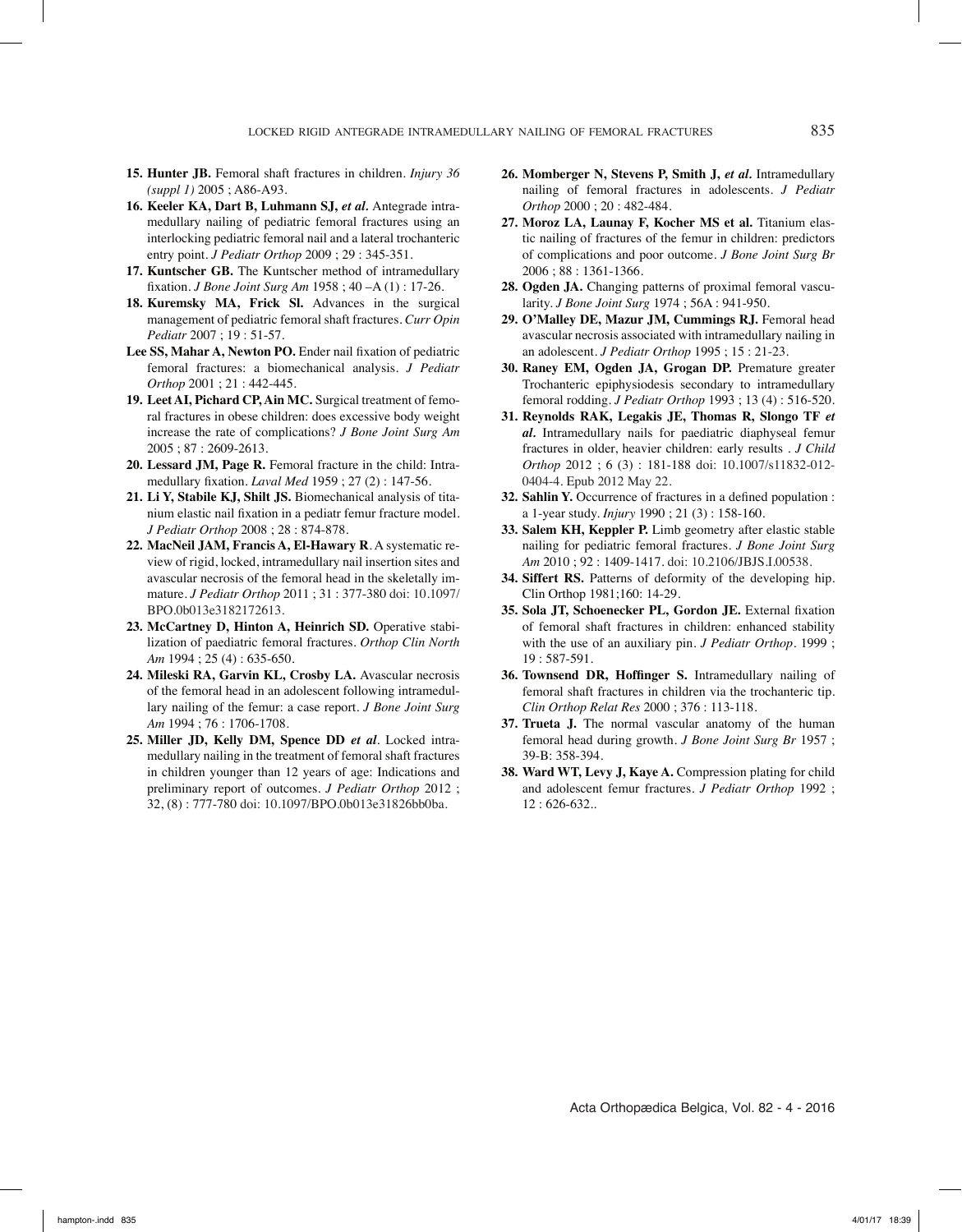**15. Hunter JB.** Femoral shaft fractures in children. *Injury 36 (suppl 1)* 2005 ; A86-A93.

**16. Keeler KA, Dart B, Luhmann SJ, *et al.*** Antegrade intramedullary nailing of pediatric femoral fractures using an interlocking pediatric femoral nail and a lateral trochanteric entry point. *J Pediatr Orthop* 2009 ; 29 : 345-351.

**17. Kuntscher GB.** The Kuntscher method of intramedullary fixation. *J Bone Joint Surg Am* 1958 ; 40 –A (1) : 17-26.

**18. Kuremsky MA, Frick Sl.** Advances in the surgical management of pediatric femoral shaft fractures. *Curr Opin Pediatr* 2007 ; 19 : 51-57.

**Lee SS, Mahar A, Newton PO.** Ender nail fixation of pediatric femoral fractures: a biomechanical analysis. *J Pediatr Orthop* 2001 ; 21 : 442-445.

**19. Leet AI, Pichard CP, Ain MC.** Surgical treatment of femoral fractures in obese children: does excessive body weight increase the rate of complications? *J Bone Joint Surg Am* 2005 ; 87 : 2609-2613.

**20. Lessard JM, Page R.** Femoral fracture in the child: Intramedullary fixation. *Laval Med* 1959 ; 27 (2) : 147-56.

**21. Li Y, Stabile KJ, Shilt JS.** Biomechanical analysis of titanium elastic nail fixation in a pediatr femur fracture model. *J Pediatr Orthop* 2008 ; 28 : 874-878.

**22. MacNeil JAM, Francis A, El-Hawary R**. A systematic review of rigid, locked, intramedullary nail insertion sites and avascular necrosis of the femoral head in the skeletally immature. *J Pediatr Orthop* 2011 ; 31 : 377-380 doi: 10.1097/BPO.0b013e3182172613.

**23. McCartney D, Hinton A, Heinrich SD.** Operative stabilization of paediatric femoral fractures. *Orthop Clin North Am* 1994 ; 25 (4) : 635-650.

**24. Mileski RA, Garvin KL, Crosby LA.** Avascular necrosis of the femoral head in an adolescent following intramedullary nailing of the femur: a case report. *J Bone Joint Surg Am* 1994 ; 76 : 1706-1708.

**25. Miller JD, Kelly DM, Spence DD *et al*.** Locked intramedullary nailing in the treatment of femoral shaft fractures in children younger than 12 years of age: Indications and preliminary report of outcomes. *J Pediatr Orthop* 2012 ; 32, (8) : 777-780 doi: 10.1097/BPO.0b013e31826bb0ba.

**26. Momberger N, Stevens P, Smith J, *et al.*** Intramedullary nailing of femoral fractures in adolescents. *J Pediatr Orthop* 2000 ; 20 : 482-484.

**27. Moroz LA, Launay F, Kocher MS et al.** Titanium elastic nailing of fractures of the femur in children: predictors of complications and poor outcome. *J Bone Joint Surg Br* 2006 ; 88 : 1361-1366.

**28. Ogden JA.** Changing patterns of proximal femoral vascularity. *J Bone Joint Surg* 1974 ; 56A : 941-950.

**29. O'Malley DE, Mazur JM, Cummings RJ.** Femoral head avascular necrosis associated with intramedullary nailing in an adolescent. *J Pediatr Orthop* 1995 ; 15 : 21-23.

**30. Raney EM, Ogden JA, Grogan DP.** Premature greater Trochanteric epiphysiodesis secondary to intramedullary femoral rodding. *J Pediatr Orthop* 1993 ; 13 (4) : 516-520.

**31. Reynolds RAK, Legakis JE, Thomas R, Slongo TF *et al.*** Intramedullary nails for paediatric diaphyseal femur fractures in older, heavier children: early results . *J Child Orthop* 2012 ; 6 (3) : 181-188 doi: 10.1007/s11832-012-0404-4. Epub 2012 May 22.

**32. Sahlin Y.** Occurrence of fractures in a defined population : a 1-year study. *Injury* 1990 ; 21 (3) : 158-160.

**33. Salem KH, Keppler P.** Limb geometry after elastic stable nailing for pediatric femoral fractures. *J Bone Joint Surg Am* 2010 ; 92 : 1409-1417. doi: 10.2106/JBJS.I.00538.

**34. Siffert RS.** Patterns of deformity of the developing hip. Clin Orthop 1981;160: 14-29.

**35. Sola JT, Schoenecker PL, Gordon JE.** External fixation of femoral shaft fractures in children: enhanced stability with the use of an auxiliary pin. *J Pediatr Orthop*. 1999 ; 19 : 587-591.

**36. Townsend DR, Hoffinger S.** Intramedullary nailing of femoral shaft fractures in children via the trochanteric tip. *Clin Orthop Relat Res* 2000 ; 376 : 113-118.

**37. Trueta J.** The normal vascular anatomy of the human femoral head during growth. *J Bone Joint Surg Br* 1957 ; 39-B: 358-394.

**38. Ward WT, Levy J, Kaye A.** Compression plating for child and adolescent femur fractures. *J Pediatr Orthop* 1992 ; 12 : 626-632..